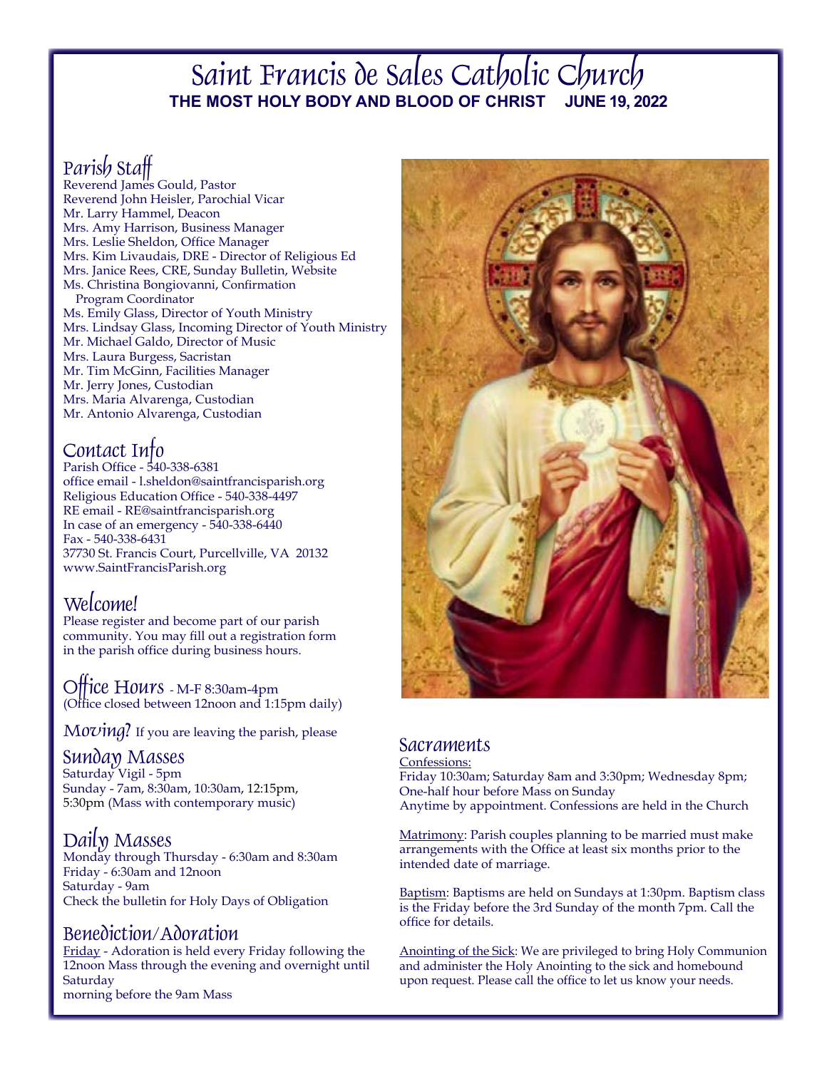# Saint Francis de Sales Catholic Church

**THE MOST HOLY BODY AND BLOOD OF CHRIST JUNE 19, 2022**

## Parish Staff

Reverend James Gould, Pastor
Reverend John Heisler, Parochial Vicar
Mr. Larry Hammel, Deacon
Mrs. Amy Harrison, Business Manager
Mrs. Leslie Sheldon, Office Manager
Mrs. Kim Livaudais, DRE - Director of Religious Ed
Mrs. Janice Rees, CRE, Sunday Bulletin, Website
Ms. Christina Bongiovanni, Confirmation Program Coordinator
Ms. Emily Glass, Director of Youth Ministry
Mrs. Lindsay Glass, Incoming Director of Youth Ministry
Mr. Michael Galdo, Director of Music
Mrs. Laura Burgess, Sacristan
Mr. Tim McGinn, Facilities Manager
Mr. Jerry Jones, Custodian
Mrs. Maria Alvarenga, Custodian
Mr. Antonio Alvarenga, Custodian

## Contact Info

Parish Office - 540-338-6381
office email - l.sheldon@saintfrancisparish.org
Religious Education Office - 540-338-4497
RE email - RE@saintfrancisparish.org
In case of an emergency - 540-338-6440
Fax - 540-338-6431
37730 St. Francis Court, Purcellville, VA 20132
www.SaintFrancisParish.org

## Welcome!

Please register and become part of our parish community. You may fill out a registration form in the parish office during business hours.

## Office Hours - M-F 8:30am-4pm

(Office closed between 12noon and 1:15pm daily)

## Moving? If you are leaving the parish, please

## Sunday Masses

Saturday Vigil - 5pm
Sunday - 7am, 8:30am, 10:30am, 12:15pm, 5:30pm (Mass with contemporary music)

## Daily Masses

Monday through Thursday - 6:30am and 8:30am
Friday - 6:30am and 12noon
Saturday - 9am
Check the bulletin for Holy Days of Obligation

## Benediction/Adoration

Friday - Adoration is held every Friday following the 12noon Mass through the evening and overnight until Saturday
morning before the 9am Mass

## Sacraments

Confessions:
Friday 10:30am; Saturday 8am and 3:30pm; Wednesday 8pm; One-half hour before Mass on Sunday
Anytime by appointment. Confessions are held in the Church

Matrimony: Parish couples planning to be married must make arrangements with the Office at least six months prior to the intended date of marriage.

Baptism: Baptisms are held on Sundays at 1:30pm. Baptism class is the Friday before the 3rd Sunday of the month 7pm. Call the office for details.

Anointing of the Sick: We are privileged to bring Holy Communion and administer the Holy Anointing to the sick and homebound upon request. Please call the office to let us know your needs.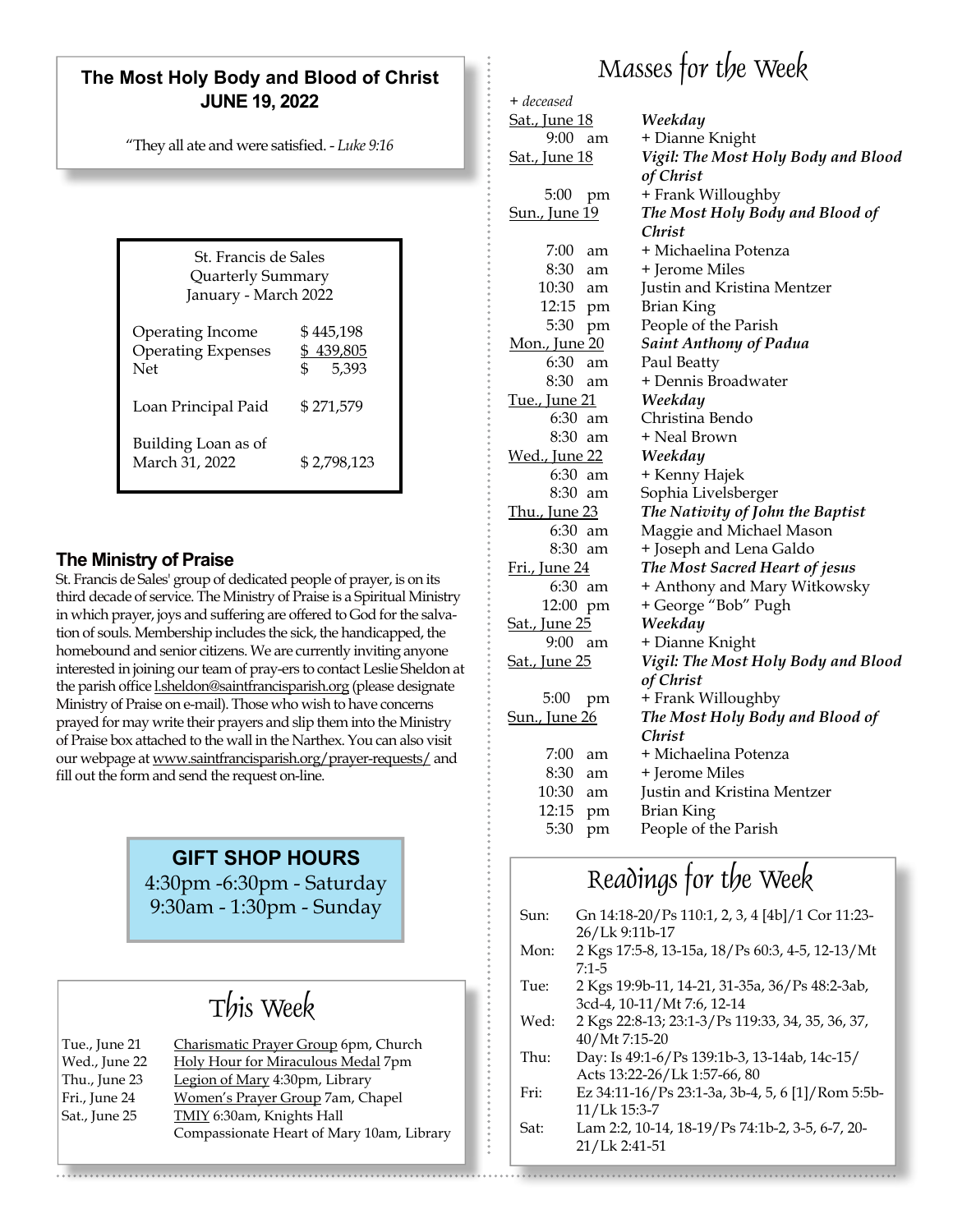## The Most Holy Body and Blood of Christ
**JUNE 19, 2022**

"They all ate and were satisfied. - *Luke 9:16*

St. Francis de Sales
Quarterly Summary
January - March 2022

| | |
|---|---|
| Operating Income | $ 445,198 |
| Operating Expenses | $ 439,805 |
| Net | $ 5,393 |
| Loan Principal Paid | $ 271,579 |
| Building Loan as of March 31, 2022 | $ 2,798,123 |

### The Ministry of Praise

St. Francis de Sales' group of dedicated people of prayer, is on its third decade of service. The Ministry of Praise is a Spiritual Ministry in which prayer, joys and suffering are offered to God for the salvation of souls. Membership includes the sick, the handicapped, the homebound and senior citizens. We are currently inviting anyone interested in joining our team of pray-ers to contact Leslie Sheldon at the parish office l.sheldon@saintfrancisparish.org (please designate Ministry of Praise on e-mail). Those who wish to have concerns prayed for may write their prayers and slip them into the Ministry of Praise box attached to the wall in the Narthex. You can also visit our webpage at www.saintfrancisparish.org/prayer-requests/ and fill out the form and send the request on-line.

**GIFT SHOP HOURS**
4:30pm -6:30pm - Saturday
9:30am - 1:30pm - Sunday

## This Week

| | |
|---|---|
| Tue., June 21 | Charismatic Prayer Group 6pm, Church |
| Wed., June 22 | Holy Hour for Miraculous Medal 7pm |
| Thu., June 23 | Legion of Mary 4:30pm, Library |
| Fri., June 24 | Women's Prayer Group 7am, Chapel |
| Sat., June 25 | TMIY 6:30am, Knights Hall |
| | Compassionate Heart of Mary 10am, Library |

## Masses for the Week

*+ deceased*

| | |
|---|---|
| Sat., June 18 | ***Weekday*** |
| 9:00 am | + Dianne Knight |
| Sat., June 18 | ***Vigil: The Most Holy Body and Blood of Christ*** |
| 5:00 pm | + Frank Willoughby |
| Sun., June 19 | ***The Most Holy Body and Blood of Christ*** |
| 7:00 am | + Michaelina Potenza |
| 8:30 am | + Jerome Miles |
| 10:30 am | Justin and Kristina Mentzer |
| 12:15 pm | Brian King |
| 5:30 pm | People of the Parish |
| Mon., June 20 | ***Saint Anthony of Padua*** |
| 6:30 am | Paul Beatty |
| 8:30 am | + Dennis Broadwater |
| Tue., June 21 | ***Weekday*** |
| 6:30 am | Christina Bendo |
| 8:30 am | + Neal Brown |
| Wed., June 22 | ***Weekday*** |
| 6:30 am | + Kenny Hajek |
| 8:30 am | Sophia Livelsberger |
| Thu., June 23 | ***The Nativity of John the Baptist*** |
| 6:30 am | Maggie and Michael Mason |
| 8:30 am | + Joseph and Lena Galdo |
| Fri., June 24 | ***The Most Sacred Heart of jesus*** |
| 6:30 am | + Anthony and Mary Witkowsky |
| 12:00 pm | + George "Bob" Pugh |
| Sat., June 25 | ***Weekday*** |
| 9:00 am | + Dianne Knight |
| Sat., June 25 | ***Vigil: The Most Holy Body and Blood of Christ*** |
| 5:00 pm | + Frank Willoughby |
| Sun., June 26 | ***The Most Holy Body and Blood of Christ*** |
| 7:00 am | + Michaelina Potenza |
| 8:30 am | + Jerome Miles |
| 10:30 am | Justin and Kristina Mentzer |
| 12:15 pm | Brian King |
| 5:30 pm | People of the Parish |

## Readings for the Week

| | |
|---|---|
| Sun: | Gn 14:18-20/Ps 110:1, 2, 3, 4 [4b]/1 Cor 11:23-26/Lk 9:11b-17 |
| Mon: | 2 Kgs 17:5-8, 13-15a, 18/Ps 60:3, 4-5, 12-13/Mt 7:1-5 |
| Tue: | 2 Kgs 19:9b-11, 14-21, 31-35a, 36/Ps 48:2-3ab, 3cd-4, 10-11/Mt 7:6, 12-14 |
| Wed: | 2 Kgs 22:8-13; 23:1-3/Ps 119:33, 34, 35, 36, 37, 40/Mt 7:15-20 |
| Thu: | Day: Is 49:1-6/Ps 139:1b-3, 13-14ab, 14c-15/ Acts 13:22-26/Lk 1:57-66, 80 |
| Fri: | Ez 34:11-16/Ps 23:1-3a, 3b-4, 5, 6 [1]/Rom 5:5b-11/Lk 15:3-7 |
| Sat: | Lam 2:2, 10-14, 18-19/Ps 74:1b-2, 3-5, 6-7, 20-21/Lk 2:41-51 |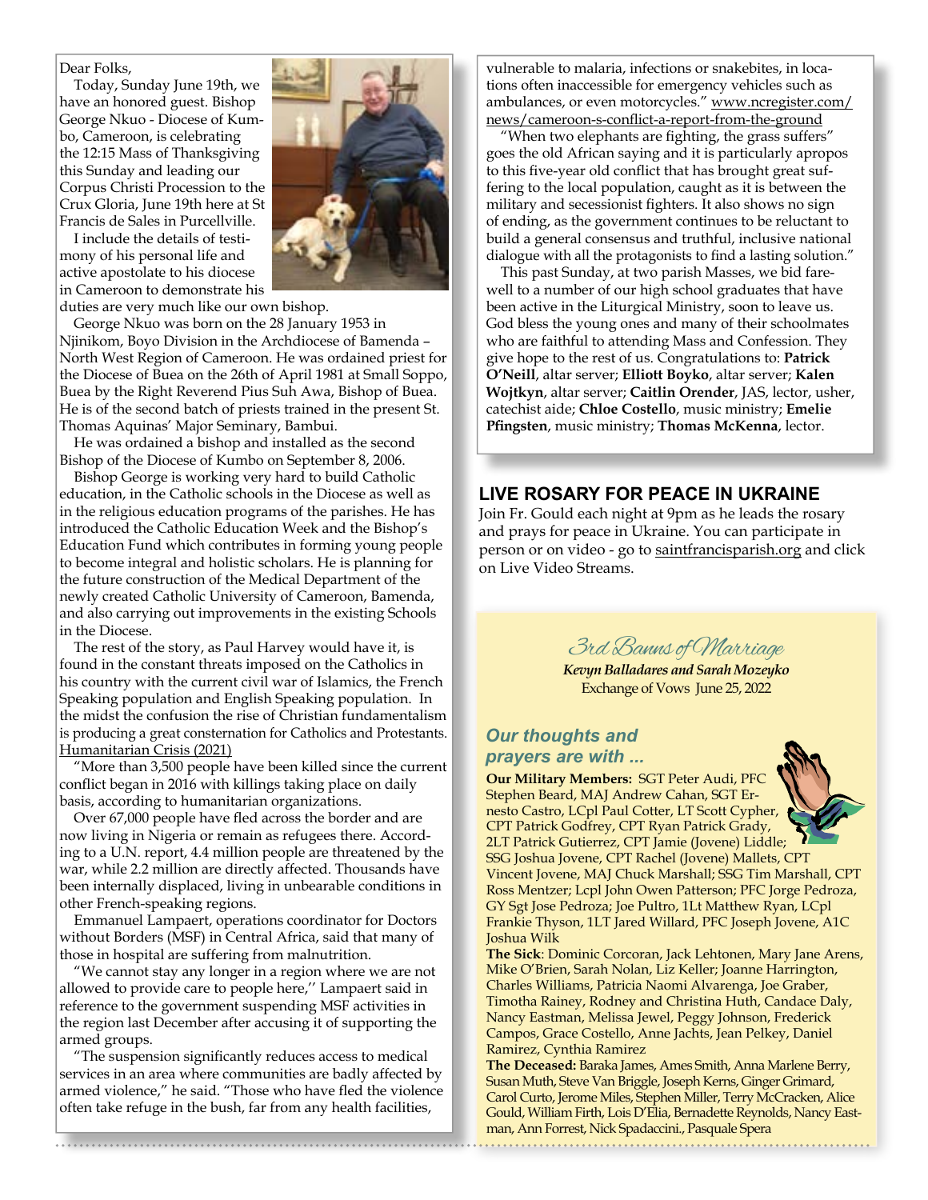Dear Folks,

Today, Sunday June 19th, we have an honored guest. Bishop George Nkuo - Diocese of Kumbo, Cameroon, is celebrating the 12:15 Mass of Thanksgiving this Sunday and leading our Corpus Christi Procession to the Crux Gloria, June 19th here at St Francis de Sales in Purcellville.

I include the details of testimony of his personal life and active apostolate to his diocese in Cameroon to demonstrate his duties are very much like our own bishop.

George Nkuo was born on the 28 January 1953 in Njinikom, Boyo Division in the Archdiocese of Bamenda – North West Region of Cameroon. He was ordained priest for the Diocese of Buea on the 26th of April 1981 at Small Soppo, Buea by the Right Reverend Pius Suh Awa, Bishop of Buea. He is of the second batch of priests trained in the present St. Thomas Aquinas' Major Seminary, Bambui.

He was ordained a bishop and installed as the second Bishop of the Diocese of Kumbo on September 8, 2006.

Bishop George is working very hard to build Catholic education, in the Catholic schools in the Diocese as well as in the religious education programs of the parishes. He has introduced the Catholic Education Week and the Bishop's Education Fund which contributes in forming young people to become integral and holistic scholars. He is planning for the future construction of the Medical Department of the newly created Catholic University of Cameroon, Bamenda, and also carrying out improvements in the existing Schools in the Diocese.

The rest of the story, as Paul Harvey would have it, is found in the constant threats imposed on the Catholics in his country with the current civil war of Islamics, the French Speaking population and English Speaking population. In the midst the confusion the rise of Christian fundamentalism is producing a great consternation for Catholics and Protestants.

Humanitarian Crisis (2021)

"More than 3,500 people have been killed since the current conflict began in 2016 with killings taking place on daily basis, according to humanitarian organizations.

Over 67,000 people have fled across the border and are now living in Nigeria or remain as refugees there. According to a U.N. report, 4.4 million people are threatened by the war, while 2.2 million are directly affected. Thousands have been internally displaced, living in unbearable conditions in other French-speaking regions.

Emmanuel Lampaert, operations coordinator for Doctors without Borders (MSF) in Central Africa, said that many of those in hospital are suffering from malnutrition.

"We cannot stay any longer in a region where we are not allowed to provide care to people here,'' Lampaert said in reference to the government suspending MSF activities in the region last December after accusing it of supporting the armed groups.

"The suspension significantly reduces access to medical services in an area where communities are badly affected by armed violence," he said. "Those who have fled the violence often take refuge in the bush, far from any health facilities, vulnerable to malaria, infections or snakebites, in locations often inaccessible for emergency vehicles such as ambulances, or even motorcycles." www.ncregister.com/news/cameroon-s-conflict-a-report-from-the-ground

"When two elephants are fighting, the grass suffers" goes the old African saying and it is particularly apropos to this five-year old conflict that has brought great suffering to the local population, caught as it is between the military and secessionist fighters. It also shows no sign of ending, as the government continues to be reluctant to build a general consensus and truthful, inclusive national dialogue with all the protagonists to find a lasting solution."

This past Sunday, at two parish Masses, we bid farewell to a number of our high school graduates that have been active in the Liturgical Ministry, soon to leave us. God bless the young ones and many of their schoolmates who are faithful to attending Mass and Confession. They give hope to the rest of us. Congratulations to: **Patrick O'Neill**, altar server; **Elliott Boyko**, altar server; **Kalen Wojtkyn**, altar server; **Caitlin Orender**, JAS, lector, usher, catechist aide; **Chloe Costello**, music ministry; **Emelie Pfingsten**, music ministry; **Thomas McKenna**, lector.

## LIVE ROSARY FOR PEACE IN UKRAINE

Join Fr. Gould each night at 9pm as he leads the rosary and prays for peace in Ukraine. You can participate in person or on video - go to saintfrancisparish.org and click on Live Video Streams.

### 3rd Banns of Marriage

***Kevyn Balladares and Sarah Mozeyko***

Exchange of Vows June 25, 2022

### *Our thoughts and prayers are with ...*

**Our Military Members:** SGT Peter Audi, PFC Stephen Beard, MAJ Andrew Cahan, SGT Ernesto Castro, LCpl Paul Cotter, LT Scott Cypher, CPT Patrick Godfrey, CPT Ryan Patrick Grady, 2LT Patrick Gutierrez, CPT Jamie (Jovene) Liddle; SSG Joshua Jovene, CPT Rachel (Jovene) Mallets, CPT Vincent Jovene, MAJ Chuck Marshall; SSG Tim Marshall, CPT Ross Mentzer; Lcpl John Owen Patterson; PFC Jorge Pedroza, GY Sgt Jose Pedroza; Joe Pultro, 1Lt Matthew Ryan, LCpl Frankie Thyson, 1LT Jared Willard, PFC Joseph Jovene, A1C Joshua Wilk

**The Sick**: Dominic Corcoran, Jack Lehtonen, Mary Jane Arens, Mike O'Brien, Sarah Nolan, Liz Keller; Joanne Harrington, Charles Williams, Patricia Naomi Alvarenga, Joe Graber, Timotha Rainey, Rodney and Christina Huth, Candace Daly, Nancy Eastman, Melissa Jewel, Peggy Johnson, Frederick Campos, Grace Costello, Anne Jachts, Jean Pelkey, Daniel Ramirez, Cynthia Ramirez

**The Deceased:** Baraka James, Ames Smith, Anna Marlene Berry, Susan Muth, Steve Van Briggle, Joseph Kerns, Ginger Grimard, Carol Curto, Jerome Miles, Stephen Miller, Terry McCracken, Alice Gould, William Firth, Lois D'Elia, Bernadette Reynolds, Nancy Eastman, Ann Forrest, Nick Spadaccini., Pasquale Spera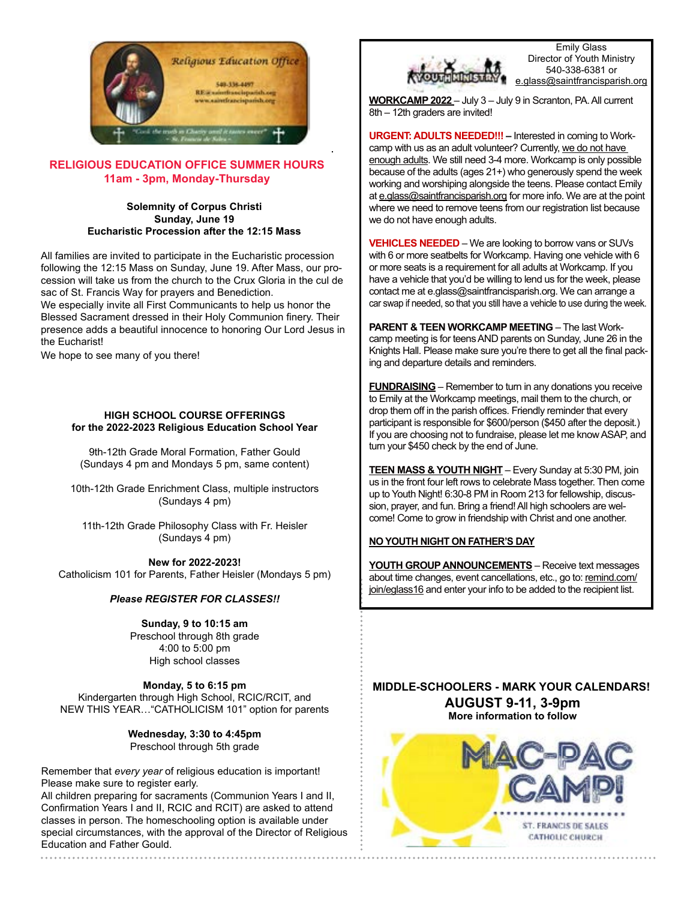Religious Education Office

540-338-4497
RE@saintfrancisparish.org
www.saintfrancisparish.org

"Cook the truth in Charity until it tastes sweet" ~ St. Francis de Sales ~

## RELIGIOUS EDUCATION OFFICE SUMMER HOURS
## 11am - 3pm, Monday-Thursday

**Solemnity of Corpus Christi**
**Sunday, June 19**
**Eucharistic Procession after the 12:15 Mass**

All families are invited to participate in the Eucharistic procession following the 12:15 Mass on Sunday, June 19. After Mass, our procession will take us from the church to the Crux Gloria in the cul de sac of St. Francis Way for prayers and Benediction.
We especially invite all First Communicants to help us honor the Blessed Sacrament dressed in their Holy Communion finery. Their presence adds a beautiful innocence to honoring Our Lord Jesus in the Eucharist!
We hope to see many of you there!

**HIGH SCHOOL COURSE OFFERINGS**
**for the 2022-2023 Religious Education School Year**

9th-12th Grade Moral Formation, Father Gould
(Sundays 4 pm and Mondays 5 pm, same content)

10th-12th Grade Enrichment Class, multiple instructors
(Sundays 4 pm)

11th-12th Grade Philosophy Class with Fr. Heisler
(Sundays 4 pm)

**New for 2022-2023!**
Catholicism 101 for Parents, Father Heisler (Mondays 5 pm)

***Please REGISTER FOR CLASSES!!***

**Sunday, 9 to 10:15 am**
Preschool through 8th grade
4:00 to 5:00 pm
High school classes

**Monday, 5 to 6:15 pm**
Kindergarten through High School, RCIC/RCIT, and
NEW THIS YEAR…"CATHOLICISM 101" option for parents

**Wednesday, 3:30 to 4:45pm**
Preschool through 5th grade

Remember that *every year* of religious education is important!
Please make sure to register early.
All children preparing for sacraments (Communion Years I and II, Confirmation Years I and II, RCIC and RCIT) are asked to attend classes in person. The homeschooling option is available under special circumstances, with the approval of the Director of Religious Education and Father Gould.

YOUTH MINISTRY

Emily Glass
Director of Youth Ministry
540-338-6381 or
e.glass@saintfrancisparish.org

**WORKCAMP 2022** – July 3 – July 9 in Scranton, PA. All current 8th – 12th graders are invited!

**URGENT: ADULTS NEEDED!!! –** Interested in coming to Workcamp with us as an adult volunteer? Currently, we do not have enough adults. We still need 3-4 more. Workcamp is only possible because of the adults (ages 21+) who generously spend the week working and worshiping alongside the teens. Please contact Emily at e.glass@saintfrancisparish.org for more info. We are at the point where we need to remove teens from our registration list because we do not have enough adults.

**VEHICLES NEEDED** – We are looking to borrow vans or SUVs with 6 or more seatbelts for Workcamp. Having one vehicle with 6 or more seats is a requirement for all adults at Workcamp. If you have a vehicle that you'd be willing to lend us for the week, please contact me at e.glass@saintfrancisparish.org. We can arrange a car swap if needed, so that you still have a vehicle to use during the week.

**PARENT & TEEN WORKCAMP MEETING** – The last Workcamp meeting is for teens AND parents on Sunday, June 26 in the Knights Hall. Please make sure you're there to get all the final packing and departure details and reminders.

**FUNDRAISING** – Remember to turn in any donations you receive to Emily at the Workcamp meetings, mail them to the church, or drop them off in the parish offices. Friendly reminder that every participant is responsible for $600/person ($450 after the deposit.) If you are choosing not to fundraise, please let me know ASAP, and turn your $450 check by the end of June.

**TEEN MASS & YOUTH NIGHT** – Every Sunday at 5:30 PM, join us in the front four left rows to celebrate Mass together. Then come up to Youth Night! 6:30-8 PM in Room 213 for fellowship, discussion, prayer, and fun. Bring a friend! All high schoolers are welcome! Come to grow in friendship with Christ and one another.

**NO YOUTH NIGHT ON FATHER'S DAY**

**YOUTH GROUP ANNOUNCEMENTS** – Receive text messages about time changes, event cancellations, etc., go to: remind.com/join/eglass16 and enter your info to be added to the recipient list.

**MIDDLE-SCHOOLERS - MARK YOUR CALENDARS!**
**AUGUST 9-11, 3-9pm**
**More information to follow**

MAC-PAC CAMP!
ST. FRANCIS DE SALES CATHOLIC CHURCH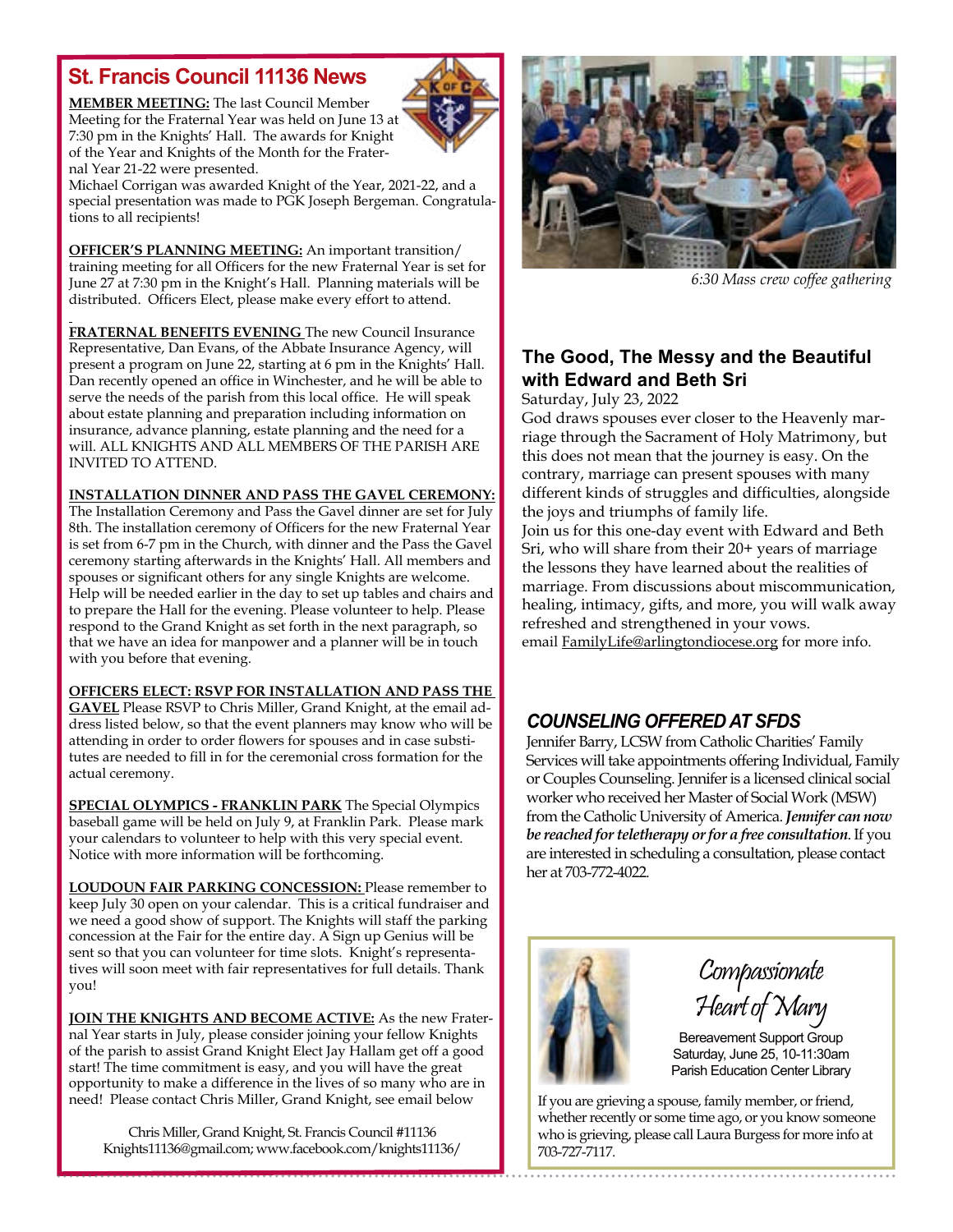## St. Francis Council 11136 News

**MEMBER MEETING:** The last Council Member Meeting for the Fraternal Year was held on June 13 at 7:30 pm in the Knights' Hall. The awards for Knight of the Year and Knights of the Month for the Fraternal Year 21-22 were presented.
Michael Corrigan was awarded Knight of the Year, 2021-22, and a special presentation was made to PGK Joseph Bergeman. Congratulations to all recipients!

**OFFICER'S PLANNING MEETING:** An important transition/training meeting for all Officers for the new Fraternal Year is set for June 27 at 7:30 pm in the Knight's Hall. Planning materials will be distributed. Officers Elect, please make every effort to attend.

**FRATERNAL BENEFITS EVENING** The new Council Insurance Representative, Dan Evans, of the Abbate Insurance Agency, will present a program on June 22, starting at 6 pm in the Knights' Hall. Dan recently opened an office in Winchester, and he will be able to serve the needs of the parish from this local office. He will speak about estate planning and preparation including information on insurance, advance planning, estate planning and the need for a will. ALL KNIGHTS AND ALL MEMBERS OF THE PARISH ARE INVITED TO ATTEND.

**INSTALLATION DINNER AND PASS THE GAVEL CEREMONY:** The Installation Ceremony and Pass the Gavel dinner are set for July 8th. The installation ceremony of Officers for the new Fraternal Year is set from 6-7 pm in the Church, with dinner and the Pass the Gavel ceremony starting afterwards in the Knights' Hall. All members and spouses or significant others for any single Knights are welcome. Help will be needed earlier in the day to set up tables and chairs and to prepare the Hall for the evening. Please volunteer to help. Please respond to the Grand Knight as set forth in the next paragraph, so that we have an idea for manpower and a planner will be in touch with you before that evening.

**OFFICERS ELECT: RSVP FOR INSTALLATION AND PASS THE GAVEL** Please RSVP to Chris Miller, Grand Knight, at the email address listed below, so that the event planners may know who will be attending in order to order flowers for spouses and in case substitutes are needed to fill in for the ceremonial cross formation for the actual ceremony.

**SPECIAL OLYMPICS - FRANKLIN PARK** The Special Olympics baseball game will be held on July 9, at Franklin Park. Please mark your calendars to volunteer to help with this very special event. Notice with more information will be forthcoming.

**LOUDOUN FAIR PARKING CONCESSION:** Please remember to keep July 30 open on your calendar. This is a critical fundraiser and we need a good show of support. The Knights will staff the parking concession at the Fair for the entire day. A Sign up Genius will be sent so that you can volunteer for time slots. Knight's representatives will soon meet with fair representatives for full details. Thank you!

**JOIN THE KNIGHTS AND BECOME ACTIVE:** As the new Fraternal Year starts in July, please consider joining your fellow Knights of the parish to assist Grand Knight Elect Jay Hallam get off a good start! The time commitment is easy, and you will have the great opportunity to make a difference in the lives of so many who are in need! Please contact Chris Miller, Grand Knight, see email below

Chris Miller, Grand Knight, St. Francis Council #11136
Knights11136@gmail.com; www.facebook.com/knights11136/

*6:30 Mass crew coffee gathering*

## The Good, The Messy and the Beautiful with Edward and Beth Sri

Saturday, July 23, 2022

God draws spouses ever closer to the Heavenly marriage through the Sacrament of Holy Matrimony, but this does not mean that the journey is easy. On the contrary, marriage can present spouses with many different kinds of struggles and difficulties, alongside the joys and triumphs of family life.
Join us for this one-day event with Edward and Beth Sri, who will share from their 20+ years of marriage the lessons they have learned about the realities of marriage. From discussions about miscommunication, healing, intimacy, gifts, and more, you will walk away refreshed and strengthened in your vows.
email FamilyLife@arlingtondiocese.org for more info.

## *COUNSELING OFFERED AT SFDS*

Jennifer Barry, LCSW from Catholic Charities' Family Services will take appointments offering Individual, Family or Couples Counseling. Jennifer is a licensed clinical social worker who received her Master of Social Work (MSW) from the Catholic University of America. ***Jennifer can now be reached for teletherapy or for a free consultation***. If you are interested in scheduling a consultation, please contact her at 703-772-4022.

## Compassionate Heart of Mary

Bereavement Support Group
Saturday, June 25, 10-11:30am
Parish Education Center Library

If you are grieving a spouse, family member, or friend, whether recently or some time ago, or you know someone who is grieving, please call Laura Burgess for more info at 703-727-7117.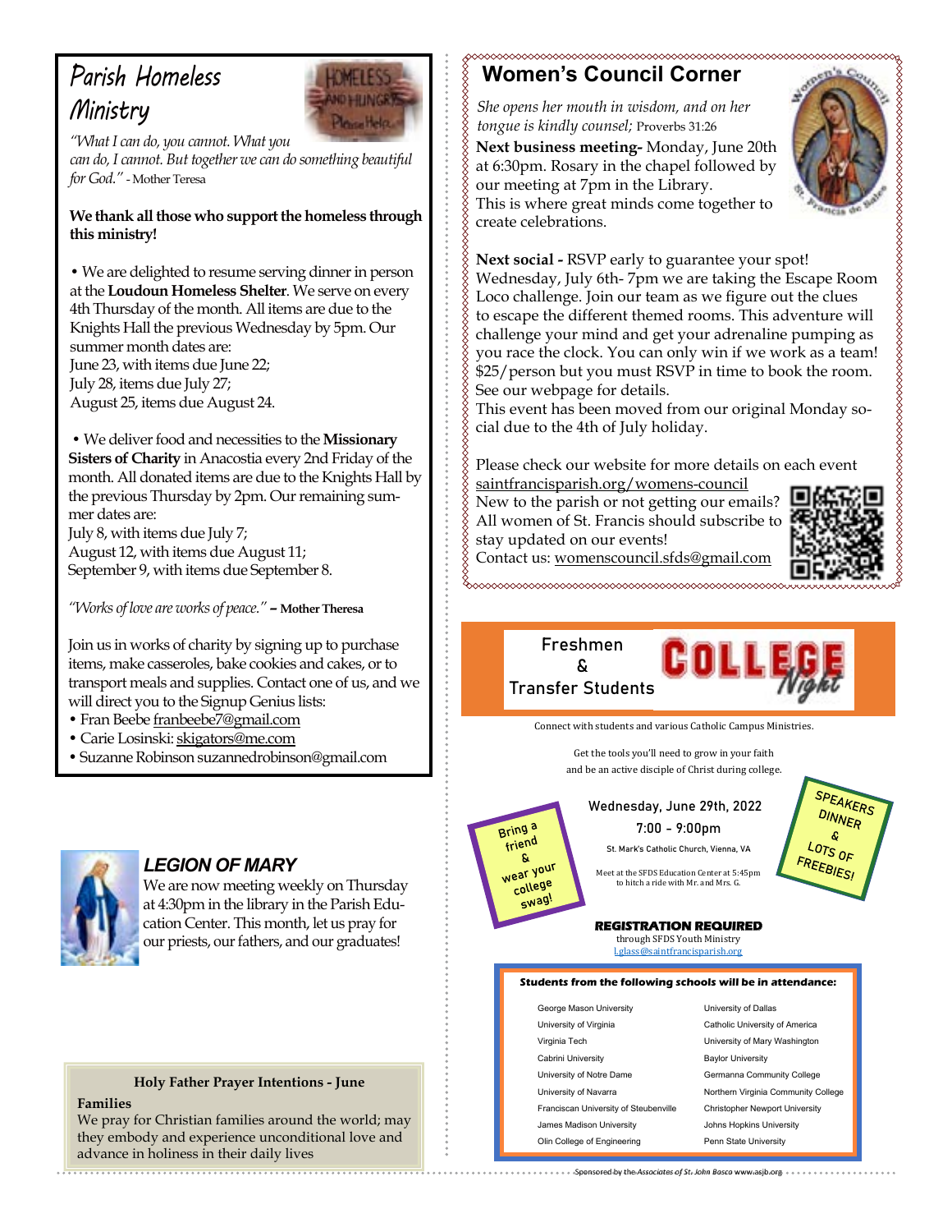# Parish Homeless Ministry

*"What I can do, you cannot. What you can do, I cannot. But together we can do something beautiful for God."* - Mother Teresa

**We thank all those who support the homeless through this ministry!**

• We are delighted to resume serving dinner in person at the **Loudoun Homeless Shelter**. We serve on every 4th Thursday of the month. All items are due to the Knights Hall the previous Wednesday by 5pm. Our summer month dates are:
June 23, with items due June 22;
July 28, items due July 27;
August 25, items due August 24.

• We deliver food and necessities to the **Missionary Sisters of Charity** in Anacostia every 2nd Friday of the month. All donated items are due to the Knights Hall by the previous Thursday by 2pm. Our remaining summer dates are:
July 8, with items due July 7;
August 12, with items due August 11;
September 9, with items due September 8.

*"Works of love are works of peace."* – **Mother Theresa**

Join us in works of charity by signing up to purchase items, make casseroles, bake cookies and cakes, or to transport meals and supplies. Contact one of us, and we will direct you to the Signup Genius lists:

- Fran Beebe franbeebe7@gmail.com
- Carie Losinski: skigators@me.com
- Suzanne Robinson suzannedrobinson@gmail.com

## LEGION OF MARY

We are now meeting weekly on Thursday at 4:30pm in the library in the Parish Education Center. This month, let us pray for our priests, our fathers, and our graduates!

### Holy Father Prayer Intentions - June

**Families**
We pray for Christian families around the world; may they embody and experience unconditional love and advance in holiness in their daily lives

## Women's Council Corner

*She opens her mouth in wisdom, and on her tongue is kindly counsel;* Proverbs 31:26

**Next business meeting-** Monday, June 20th at 6:30pm. Rosary in the chapel followed by our meeting at 7pm in the Library.
This is where great minds come together to create celebrations.

**Next social -** RSVP early to guarantee your spot!
Wednesday, July 6th- 7pm we are taking the Escape Room Loco challenge. Join our team as we figure out the clues to escape the different themed rooms. This adventure will challenge your mind and get your adrenaline pumping as you race the clock. You can only win if we work as a team! $25/person but you must RSVP in time to book the room. See our webpage for details.
This event has been moved from our original Monday social due to the 4th of July holiday.

Please check our website for more details on each event
saintfrancisparish.org/womens-council
New to the parish or not getting our emails? All women of St. Francis should subscribe to stay updated on our events!
Contact us: womenscouncil.sfds@gmail.com

## Freshmen & Transfer Students COLLEGE Night

Connect with students and various Catholic Campus Ministries.

Get the tools you'll need to grow in your faith and be an active disciple of Christ during college.

Bring a friend & wear your college swag!

**Wednesday, June 29th, 2022**
**7:00 - 9:00pm**
St. Mark's Catholic Church, Vienna, VA

Meet at the SFDS Education Center at 5:45pm to hitch a ride with Mr. and Mrs. G.

SPEAKERS DINNER & LOTS OF FREEBIES!

***REGISTRATION REQUIRED***
through SFDS Youth Ministry
Lglass@saintfrancisparish.org

***Students from the following schools will be in attendance:***

| | |
|---|---|
| George Mason University | University of Dallas |
| University of Virginia | Catholic University of America |
| Virginia Tech | University of Mary Washington |
| Cabrini University | Baylor University |
| University of Notre Dame | Germanna Community College |
| University of Navarra | Northern Virginia Community College |
| Franciscan University of Steubenville | Christopher Newport University |
| James Madison University | Johns Hopkins University |
| Olin College of Engineering | Penn State University |

Sponsored by the *Associates of St. John Bosco* www.asjb.org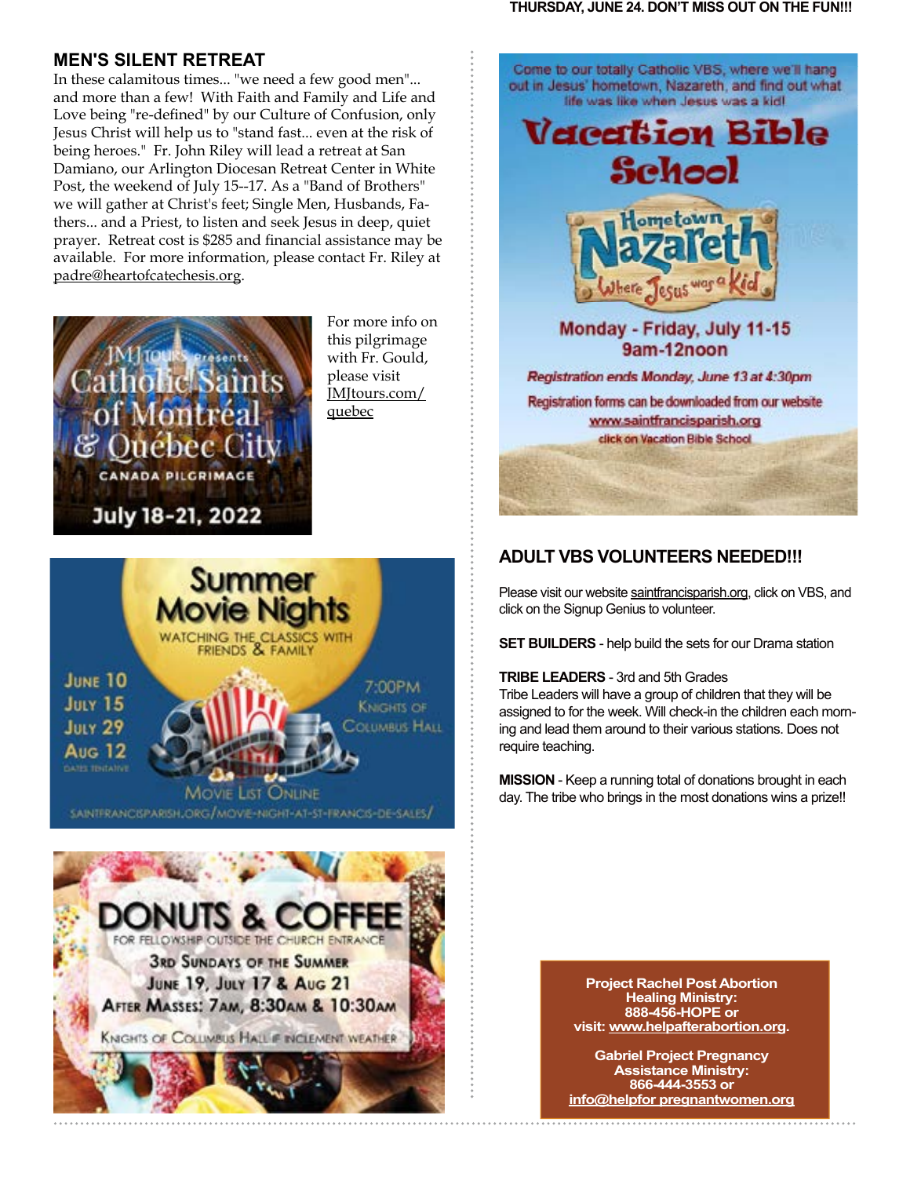THURSDAY, JUNE 24. DON'T MISS OUT ON THE FUN!!!

## MEN'S SILENT RETREAT

In these calamitous times... "we need a few good men"... and more than a few! With Faith and Family and Life and Love being "re-defined" by our Culture of Confusion, only Jesus Christ will help us to "stand fast... even at the risk of being heroes." Fr. John Riley will lead a retreat at San Damiano, our Arlington Diocesan Retreat Center in White Post, the weekend of July 15--17. As a "Band of Brothers" we will gather at Christ's feet; Single Men, Husbands, Fathers... and a Priest, to listen and seek Jesus in deep, quiet prayer. Retreat cost is $285 and financial assistance may be available. For more information, please contact Fr. Riley at padre@heartofcatechesis.org.

JMJ TOURS Presents Catholic Saints of Montréal & Québec City
CANADA PILGRIMAGE
July 18-21, 2022

For more info on this pilgrimage with Fr. Gould, please visit JMJtours.com/quebec

**Summer Movie Nights**
WATCHING THE CLASSICS WITH FRIENDS & FAMILY

June 10
July 15
July 29
Aug 12
DATES TENTATIVE

7:00PM
Knights of Columbus Hall

Movie List Online
SAINTFRANCISPARISH.ORG/MOVIE-NIGHT-AT-ST-FRANCIS-DE-SALES/

**DONUTS & COFFEE**
FOR FELLOWSHIP OUTSIDE THE CHURCH ENTRANCE
3rd Sundays of the Summer
June 19, July 17 & Aug 21
After Masses: 7am, 8:30am & 10:30am
Knights of Columbus Hall if inclement weather

Come to our totally Catholic VBS, where we'll hang out in Jesus' hometown, Nazareth, and find out what life was like when Jesus was a kid!

**Vacation Bible School**
Hometown Nazareth — Where Jesus was a Kid

Monday - Friday, July 11-15
9am-12noon

*Registration ends Monday, June 13 at 4:30pm*

Registration forms can be downloaded from our website www.saintfrancisparish.org
click on Vacation Bible School

## ADULT VBS VOLUNTEERS NEEDED!!!

Please visit our website saintfrancisparish.org, click on VBS, and click on the Signup Genius to volunteer.

**SET BUILDERS** - help build the sets for our Drama station

**TRIBE LEADERS** - 3rd and 5th Grades
Tribe Leaders will have a group of children that they will be assigned to for the week. Will check-in the children each morning and lead them around to their various stations. Does not require teaching.

**MISSION** - Keep a running total of donations brought in each day. The tribe who brings in the most donations wins a prize!!

**Project Rachel Post Abortion Healing Ministry:**
**888-456-HOPE or**
**visit: www.helpafterabortion.org.**

**Gabriel Project Pregnancy Assistance Ministry:**
**866-444-3553 or**
**info@helpfor pregnantwomen.org**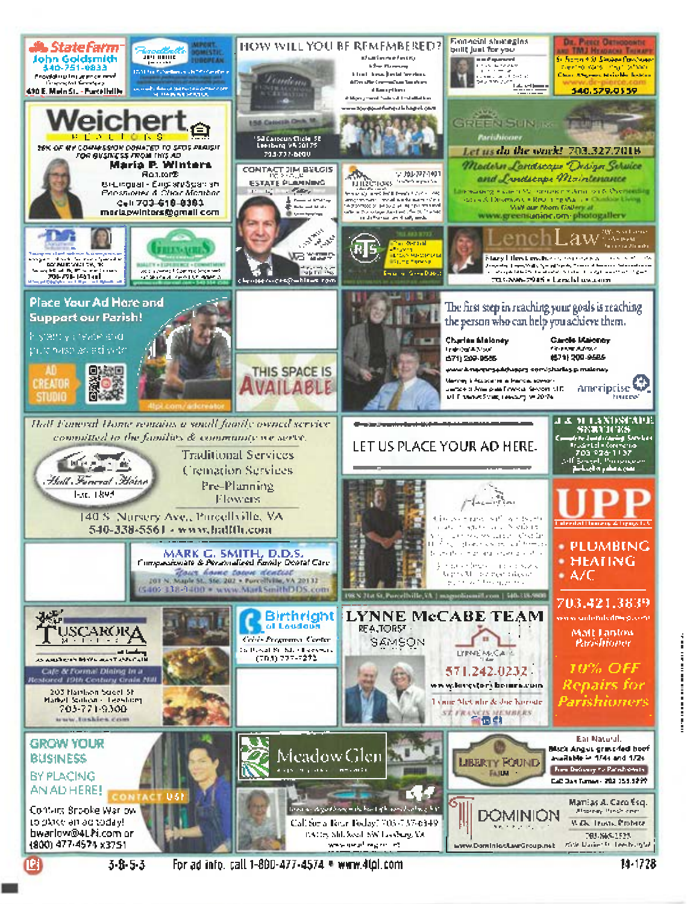**State Farm**
John Goldsmith
540-751-0833
Providing Insurance and Financial Services
410 E. Main St. - Purcellville

IMPORT, DOMESTIC, EUROPEAN

HOW WILL YOU BE REMEMBERED?

158 Catoctin Circle SE
Leesburg VA 20175
703-777-1400

Financial strategies built just for you

Dr. Pierce Orthodontic and TMJ Headache Therapy
www.dr-pierce.com
540.579.0159

**Weichert**
REALTORS
15% OF MY COMMISSION DONATED TO SFDS PARISH FOR BUSINESS FROM THIS AD
Maria P. Winters
Realtor®
Bi-Lingual - English/Spanish
Parishioner & Choir Member
Cell 703-618-8381
mariapwinters@gmail.com

CONTACT JIM BELGIS
ESTATE PLANNING

GREEN SUN
Parishioner
Let us do the work! 703.327.7018
Modern Landscape Design Service and Landscape Maintenance
Visit our Photo Gallery at www.greensuninc.com/photogallery

GREEN ACRES
QUALITY • EXPERIENCE • COMMITMENT

LenchLaw

Place Your Ad Here and Support our Parish!
AD CREATOR STUDIO
4lpi.com/adcreator

THIS SPACE IS AVAILABLE

The first step in reaching your goals is reaching the person who can help you achieve them.
Charles Maloney — (571) 209-9585
Carole Maloney — (571) 209-9585
Ameriprise Financial

*Hall Funeral Home remains a small family owned service committed to the families & community we serve.*
Hall Funeral Home
Est. 1895
Traditional Services
Cremation Services
Pre-Planning
Flowers
140 S. Nursery Ave., Purcellville, VA
540-338-5561 • www.hallfh.com

LET US PLACE YOUR AD HERE.

J & M LANDSCAPE SERVICES
703-926-1137

UPP
• PLUMBING
• HEATING
• A/C
703.421.3839
Matt Lantow
Parishioner
10% OFF Repairs for Parishioners

MARK G. SMITH, D.D.S.
Compassionate & Personalized Family Dental Care
Your home town dentist
201 N. Maple St., Ste. 202 • Purcellville, VA 20132
(540) 338-3400 • www.MarkSmithDDS.com

TUSCARORA MILL
Cafe & Formal Dining in a Restored 19th Century Grain Mill
203 Harrison Street SE
Market Station - Leesburg
703-771-9300
www.tuskies.com

Birthright of Loudoun
(703) 777-7272

LYNNE McCABE TEAM
REALTORS®
SAMSON
571.242.0232
ST. FRANCIS MEMBERS

GROW YOUR BUSINESS BY PLACING AN AD HERE!
CONTACT US!
Contact Brooke Warlow to place an ad today!
bwarlow@4LPi.com or (800) 477-4574 x3751

Meadow Glen

Eat Natural.
Black Angus grass-fed beef available in 1/4s and 1/2s
Free Delivery to Parishioners
LIBERTY FOUND FARM

DOMINION
www.DominionLawGroup.net